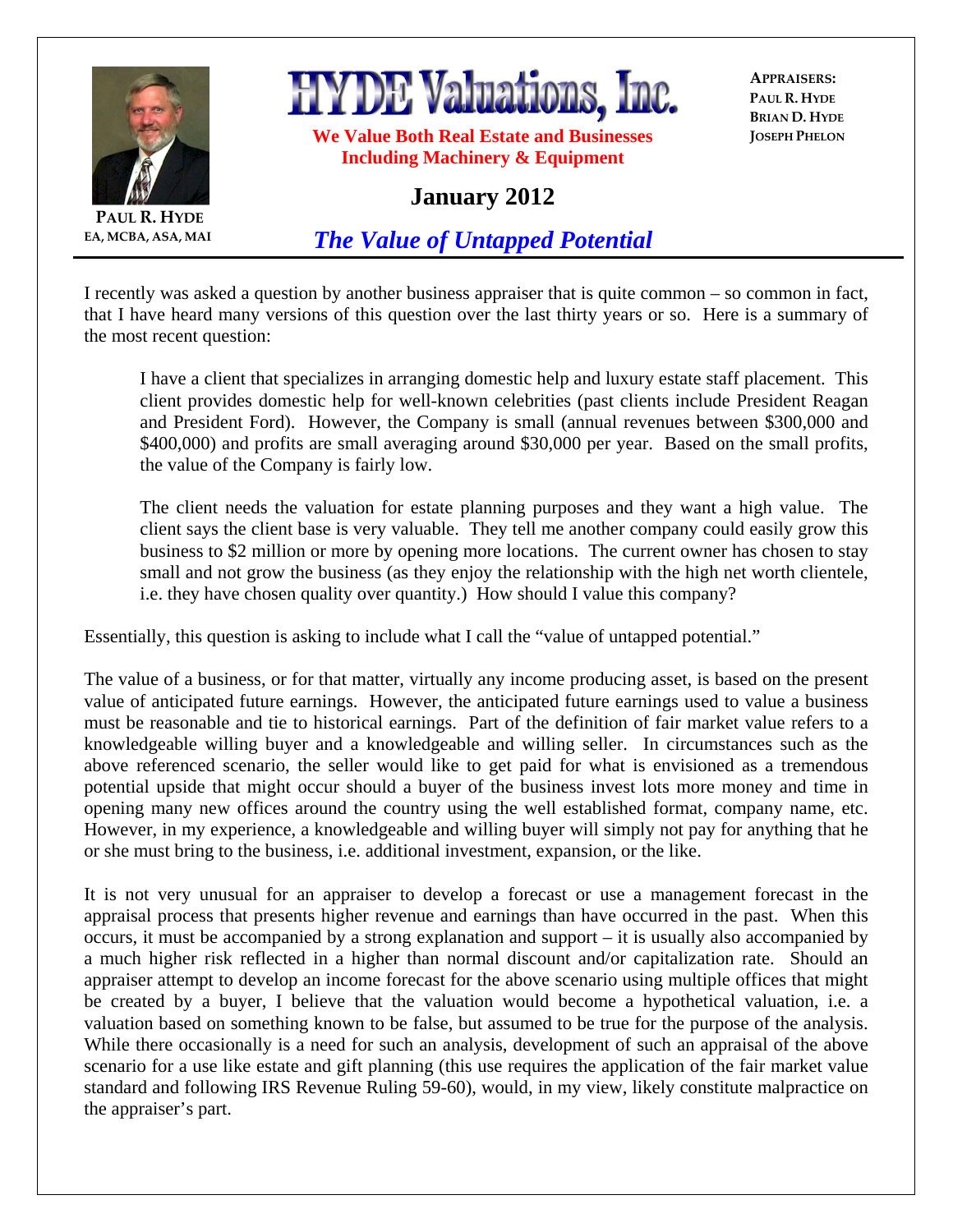# HYDE Valuations, Inc.

**We Value Both Real Estate and Businesses Including Machinery & Equipment**

**APPRAISERS:**
**PAUL R. HYDE**
**BRIAN D. HYDE**
**JOSEPH PHELON**

**PAUL R. HYDE**
**EA, MCBA, ASA, MAI**

## January 2012

## *The Value of Untapped Potential*

I recently was asked a question by another business appraiser that is quite common – so common in fact, that I have heard many versions of this question over the last thirty years or so. Here is a summary of the most recent question:

> I have a client that specializes in arranging domestic help and luxury estate staff placement. This client provides domestic help for well-known celebrities (past clients include President Reagan and President Ford). However, the Company is small (annual revenues between $300,000 and $400,000) and profits are small averaging around $30,000 per year. Based on the small profits, the value of the Company is fairly low.
>
> The client needs the valuation for estate planning purposes and they want a high value. The client says the client base is very valuable. They tell me another company could easily grow this business to $2 million or more by opening more locations. The current owner has chosen to stay small and not grow the business (as they enjoy the relationship with the high net worth clientele, i.e. they have chosen quality over quantity.) How should I value this company?

Essentially, this question is asking to include what I call the "value of untapped potential."

The value of a business, or for that matter, virtually any income producing asset, is based on the present value of anticipated future earnings. However, the anticipated future earnings used to value a business must be reasonable and tie to historical earnings. Part of the definition of fair market value refers to a knowledgeable willing buyer and a knowledgeable and willing seller. In circumstances such as the above referenced scenario, the seller would like to get paid for what is envisioned as a tremendous potential upside that might occur should a buyer of the business invest lots more money and time in opening many new offices around the country using the well established format, company name, etc. However, in my experience, a knowledgeable and willing buyer will simply not pay for anything that he or she must bring to the business, i.e. additional investment, expansion, or the like.

It is not very unusual for an appraiser to develop a forecast or use a management forecast in the appraisal process that presents higher revenue and earnings than have occurred in the past. When this occurs, it must be accompanied by a strong explanation and support – it is usually also accompanied by a much higher risk reflected in a higher than normal discount and/or capitalization rate. Should an appraiser attempt to develop an income forecast for the above scenario using multiple offices that might be created by a buyer, I believe that the valuation would become a hypothetical valuation, i.e. a valuation based on something known to be false, but assumed to be true for the purpose of the analysis. While there occasionally is a need for such an analysis, development of such an appraisal of the above scenario for a use like estate and gift planning (this use requires the application of the fair market value standard and following IRS Revenue Ruling 59-60), would, in my view, likely constitute malpractice on the appraiser's part.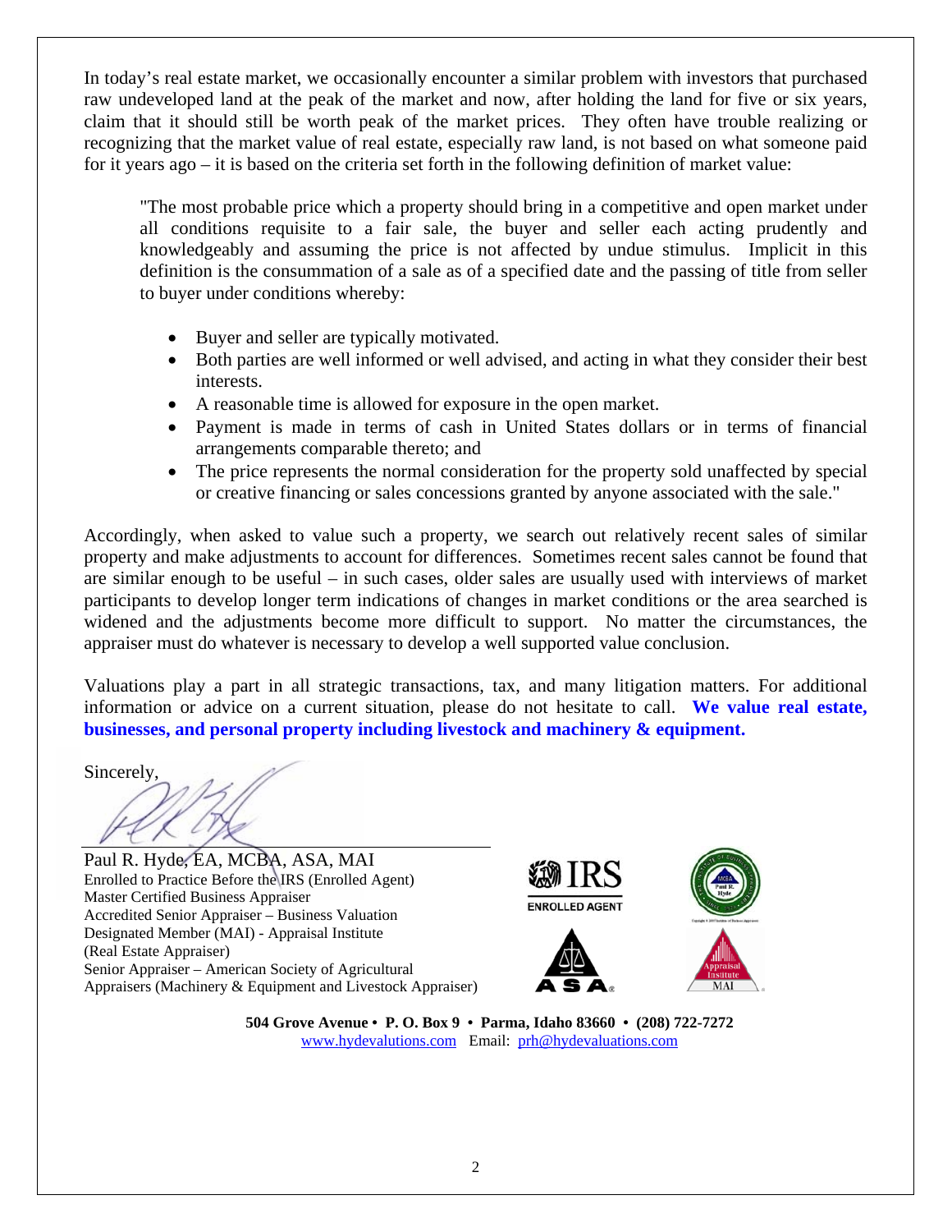In today's real estate market, we occasionally encounter a similar problem with investors that purchased raw undeveloped land at the peak of the market and now, after holding the land for five or six years, claim that it should still be worth peak of the market prices. They often have trouble realizing or recognizing that the market value of real estate, especially raw land, is not based on what someone paid for it years ago – it is based on the criteria set forth in the following definition of market value:

> "The most probable price which a property should bring in a competitive and open market under all conditions requisite to a fair sale, the buyer and seller each acting prudently and knowledgeably and assuming the price is not affected by undue stimulus. Implicit in this definition is the consummation of a sale as of a specified date and the passing of title from seller to buyer under conditions whereby:
>
> - Buyer and seller are typically motivated.
> - Both parties are well informed or well advised, and acting in what they consider their best interests.
> - A reasonable time is allowed for exposure in the open market.
> - Payment is made in terms of cash in United States dollars or in terms of financial arrangements comparable thereto; and
> - The price represents the normal consideration for the property sold unaffected by special or creative financing or sales concessions granted by anyone associated with the sale."

Accordingly, when asked to value such a property, we search out relatively recent sales of similar property and make adjustments to account for differences. Sometimes recent sales cannot be found that are similar enough to be useful – in such cases, older sales are usually used with interviews of market participants to develop longer term indications of changes in market conditions or the area searched is widened and the adjustments become more difficult to support. No matter the circumstances, the appraiser must do whatever is necessary to develop a well supported value conclusion.

Valuations play a part in all strategic transactions, tax, and many litigation matters. For additional information or advice on a current situation, please do not hesitate to call. **We value real estate, businesses, and personal property including livestock and machinery & equipment.**

Sincerely,

Paul R. Hyde, EA, MCBA, ASA, MAI
Enrolled to Practice Before the IRS (Enrolled Agent)
Master Certified Business Appraiser
Accredited Senior Appraiser – Business Valuation
Designated Member (MAI) - Appraisal Institute
(Real Estate Appraiser)
Senior Appraiser – American Society of Agricultural Appraisers (Machinery & Equipment and Livestock Appraiser)

IRS ENROLLED AGENT

ASA

MCBA Paul R. Hyde

Appraisal Institute MAI

**504 Grove Avenue • P. O. Box 9 • Parma, Idaho 83660 • (208) 722-7272**
www.hydevalutions.com Email: prh@hydevaluations.com